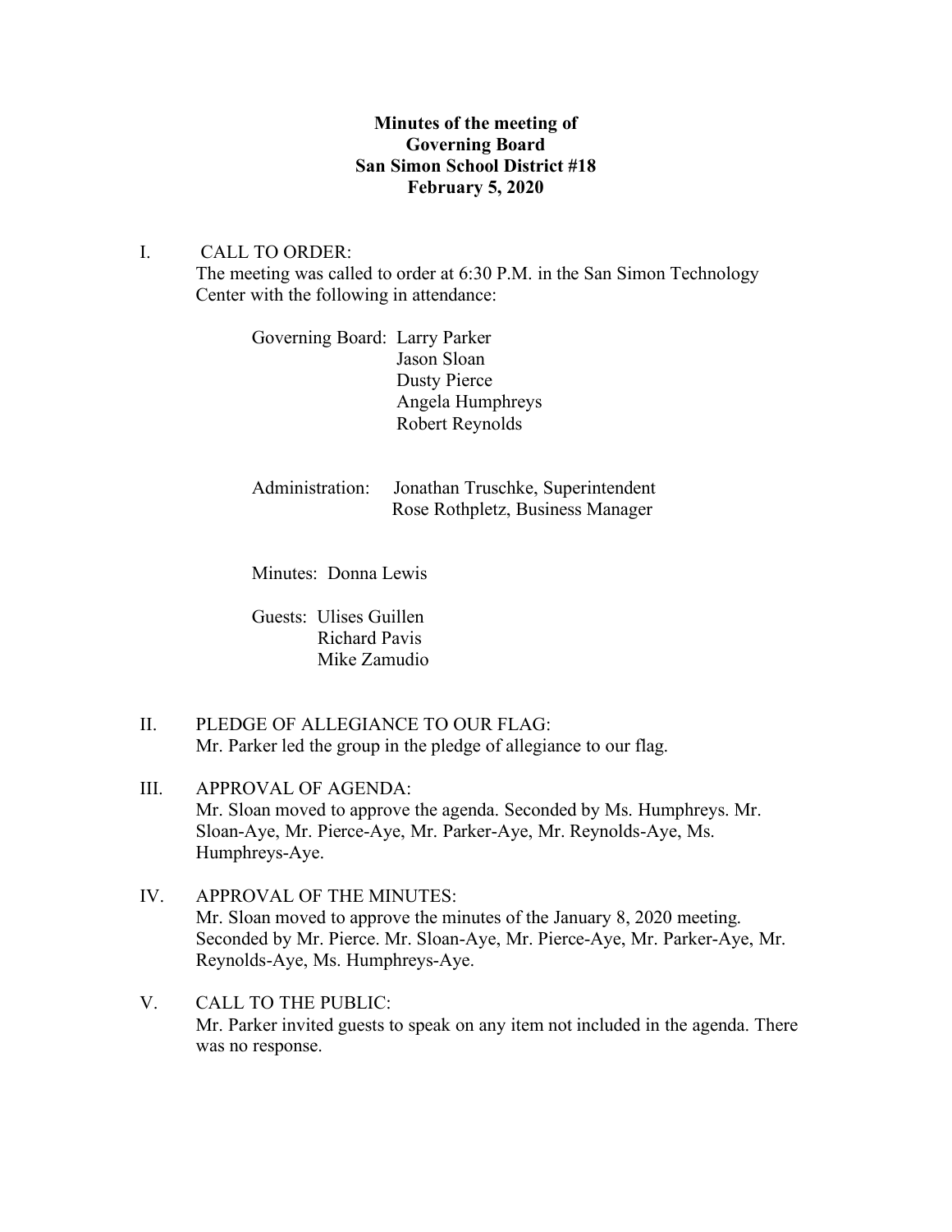**Minutes of the meeting of**
**Governing Board**
**San Simon School District #18**
**February 5, 2020**

I. CALL TO ORDER:

The meeting was called to order at 6:30 P.M. in the San Simon Technology Center with the following in attendance:

Governing Board: Larry Parker
Jason Sloan
Dusty Pierce
Angela Humphreys
Robert Reynolds

Administration: Jonathan Truschke, Superintendent
Rose Rothpletz, Business Manager

Minutes: Donna Lewis

Guests: Ulises Guillen
Richard Pavis
Mike Zamudio

II. PLEDGE OF ALLEGIANCE TO OUR FLAG:

Mr. Parker led the group in the pledge of allegiance to our flag.

III. APPROVAL OF AGENDA:

Mr. Sloan moved to approve the agenda. Seconded by Ms. Humphreys. Mr. Sloan-Aye, Mr. Pierce-Aye, Mr. Parker-Aye, Mr. Reynolds-Aye, Ms. Humphreys-Aye.

IV. APPROVAL OF THE MINUTES:

Mr. Sloan moved to approve the minutes of the January 8, 2020 meeting. Seconded by Mr. Pierce. Mr. Sloan-Aye, Mr. Pierce-Aye, Mr. Parker-Aye, Mr. Reynolds-Aye, Ms. Humphreys-Aye.

V. CALL TO THE PUBLIC:

Mr. Parker invited guests to speak on any item not included in the agenda. There was no response.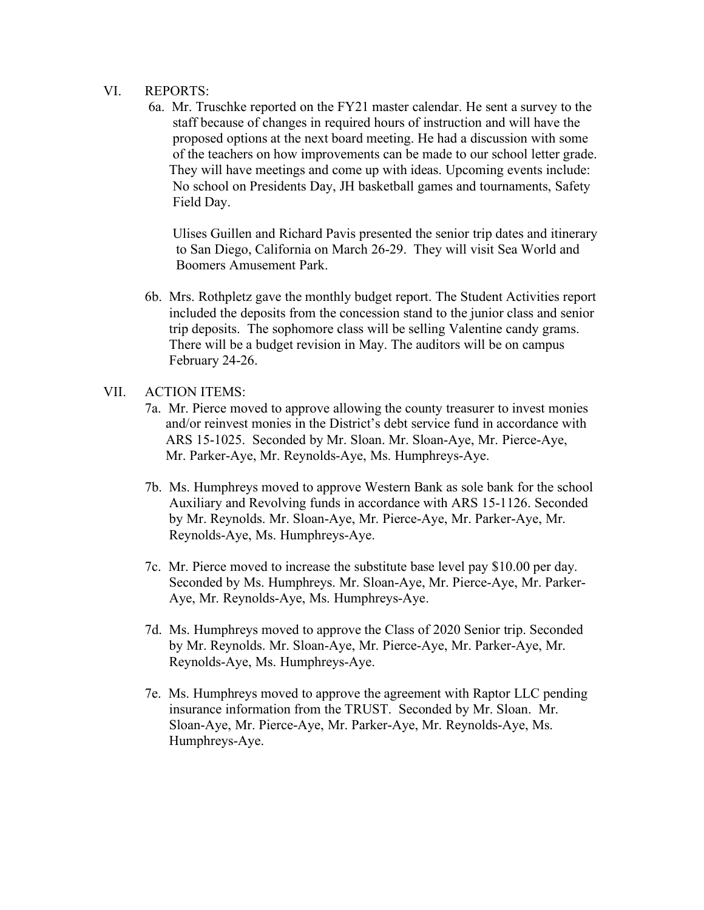VI. REPORTS:

6a. Mr. Truschke reported on the FY21 master calendar. He sent a survey to the staff because of changes in required hours of instruction and will have the proposed options at the next board meeting. He had a discussion with some of the teachers on how improvements can be made to our school letter grade. They will have meetings and come up with ideas. Upcoming events include: No school on Presidents Day, JH basketball games and tournaments, Safety Field Day.

Ulises Guillen and Richard Pavis presented the senior trip dates and itinerary to San Diego, California on March 26-29. They will visit Sea World and Boomers Amusement Park.

6b. Mrs. Rothpletz gave the monthly budget report. The Student Activities report included the deposits from the concession stand to the junior class and senior trip deposits. The sophomore class will be selling Valentine candy grams. There will be a budget revision in May. The auditors will be on campus February 24-26.

VII. ACTION ITEMS:

7a. Mr. Pierce moved to approve allowing the county treasurer to invest monies and/or reinvest monies in the District's debt service fund in accordance with ARS 15-1025. Seconded by Mr. Sloan. Mr. Sloan-Aye, Mr. Pierce-Aye, Mr. Parker-Aye, Mr. Reynolds-Aye, Ms. Humphreys-Aye.

7b. Ms. Humphreys moved to approve Western Bank as sole bank for the school Auxiliary and Revolving funds in accordance with ARS 15-1126. Seconded by Mr. Reynolds. Mr. Sloan-Aye, Mr. Pierce-Aye, Mr. Parker-Aye, Mr. Reynolds-Aye, Ms. Humphreys-Aye.

7c. Mr. Pierce moved to increase the substitute base level pay $10.00 per day. Seconded by Ms. Humphreys. Mr. Sloan-Aye, Mr. Pierce-Aye, Mr. Parker-Aye, Mr. Reynolds-Aye, Ms. Humphreys-Aye.

7d. Ms. Humphreys moved to approve the Class of 2020 Senior trip. Seconded by Mr. Reynolds. Mr. Sloan-Aye, Mr. Pierce-Aye, Mr. Parker-Aye, Mr. Reynolds-Aye, Ms. Humphreys-Aye.

7e. Ms. Humphreys moved to approve the agreement with Raptor LLC pending insurance information from the TRUST. Seconded by Mr. Sloan. Mr. Sloan-Aye, Mr. Pierce-Aye, Mr. Parker-Aye, Mr. Reynolds-Aye, Ms. Humphreys-Aye.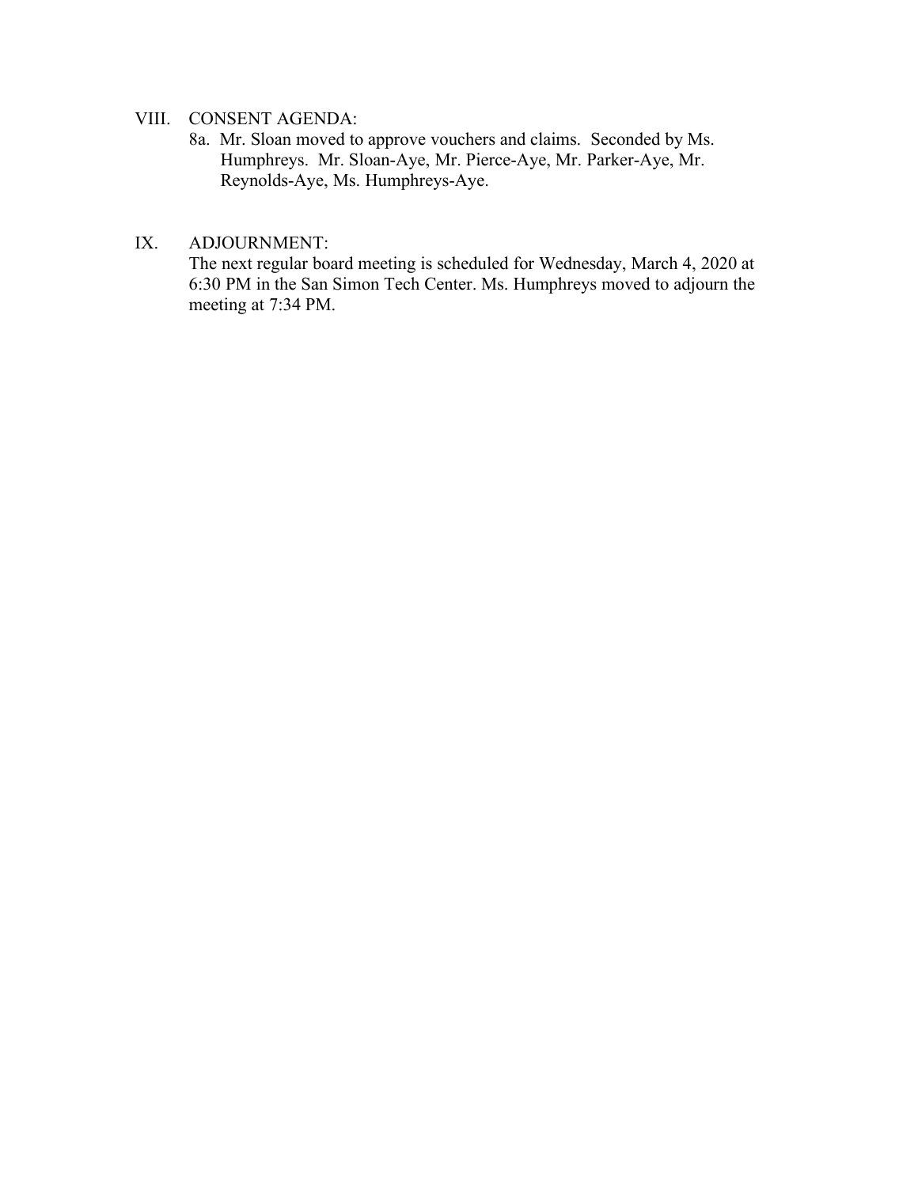VIII. CONSENT AGENDA:

8a. Mr. Sloan moved to approve vouchers and claims. Seconded by Ms. Humphreys. Mr. Sloan-Aye, Mr. Pierce-Aye, Mr. Parker-Aye, Mr. Reynolds-Aye, Ms. Humphreys-Aye.

IX. ADJOURNMENT:

The next regular board meeting is scheduled for Wednesday, March 4, 2020 at 6:30 PM in the San Simon Tech Center. Ms. Humphreys moved to adjourn the meeting at 7:34 PM.